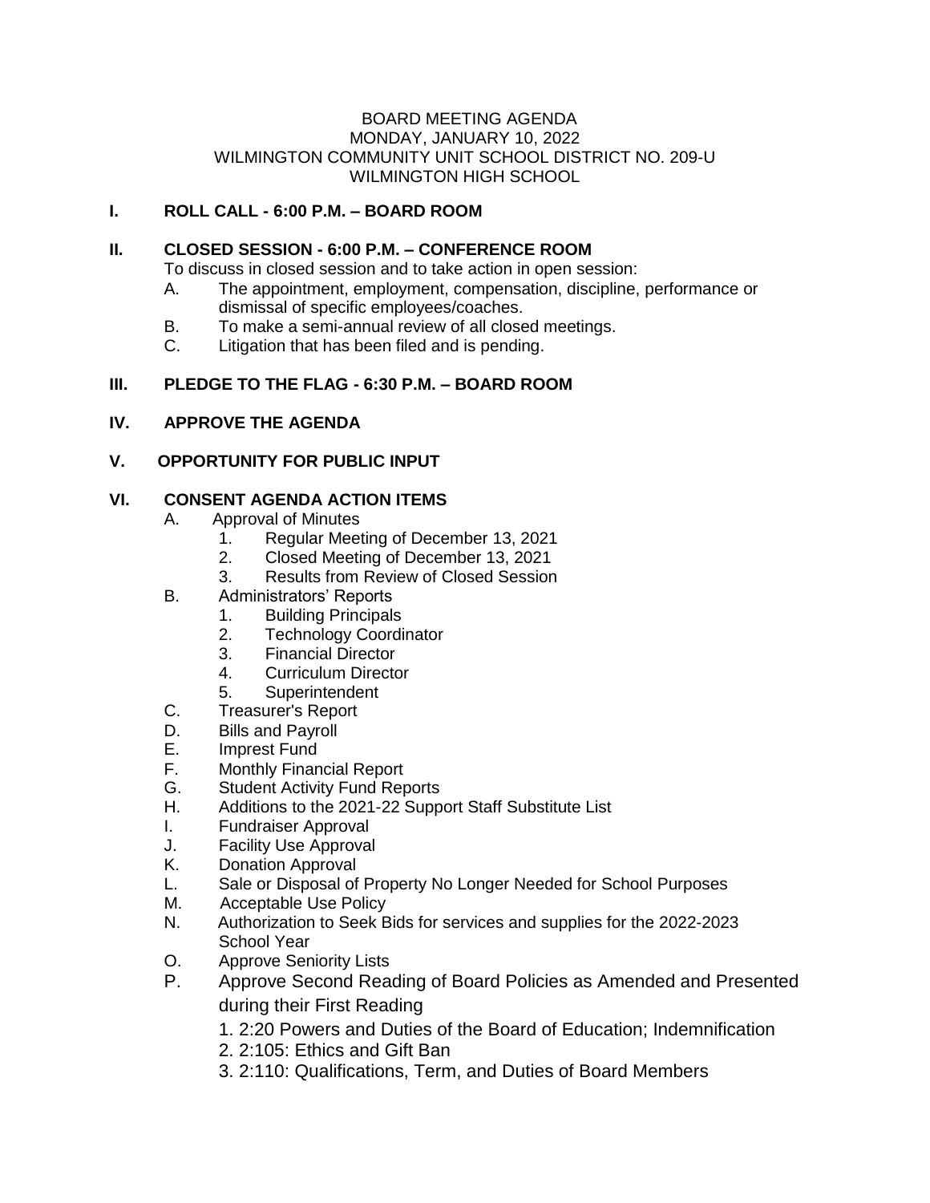BOARD MEETING AGENDA
MONDAY, JANUARY 10, 2022
WILMINGTON COMMUNITY UNIT SCHOOL DISTRICT NO. 209-U
WILMINGTON HIGH SCHOOL

**I. ROLL CALL - 6:00 P.M. – BOARD ROOM**

**II. CLOSED SESSION - 6:00 P.M. – CONFERENCE ROOM**

To discuss in closed session and to take action in open session:

- A. The appointment, employment, compensation, discipline, performance or dismissal of specific employees/coaches.
- B. To make a semi-annual review of all closed meetings.
- C. Litigation that has been filed and is pending.

**III. PLEDGE TO THE FLAG - 6:30 P.M. – BOARD ROOM**

**IV. APPROVE THE AGENDA**

**V. OPPORTUNITY FOR PUBLIC INPUT**

**VI. CONSENT AGENDA ACTION ITEMS**

- A. Approval of Minutes
  1. Regular Meeting of December 13, 2021
  2. Closed Meeting of December 13, 2021
  3. Results from Review of Closed Session
- B. Administrators' Reports
  1. Building Principals
  2. Technology Coordinator
  3. Financial Director
  4. Curriculum Director
  5. Superintendent
- C. Treasurer's Report
- D. Bills and Payroll
- E. Imprest Fund
- F. Monthly Financial Report
- G. Student Activity Fund Reports
- H. Additions to the 2021-22 Support Staff Substitute List
- I. Fundraiser Approval
- J. Facility Use Approval
- K. Donation Approval
- L. Sale or Disposal of Property No Longer Needed for School Purposes
- M. Acceptable Use Policy
- N. Authorization to Seek Bids for services and supplies for the 2022-2023 School Year
- O. Approve Seniority Lists
- P. Approve Second Reading of Board Policies as Amended and Presented during their First Reading
  1. 2:20 Powers and Duties of the Board of Education; Indemnification
  2. 2:105: Ethics and Gift Ban
  3. 2:110: Qualifications, Term, and Duties of Board Members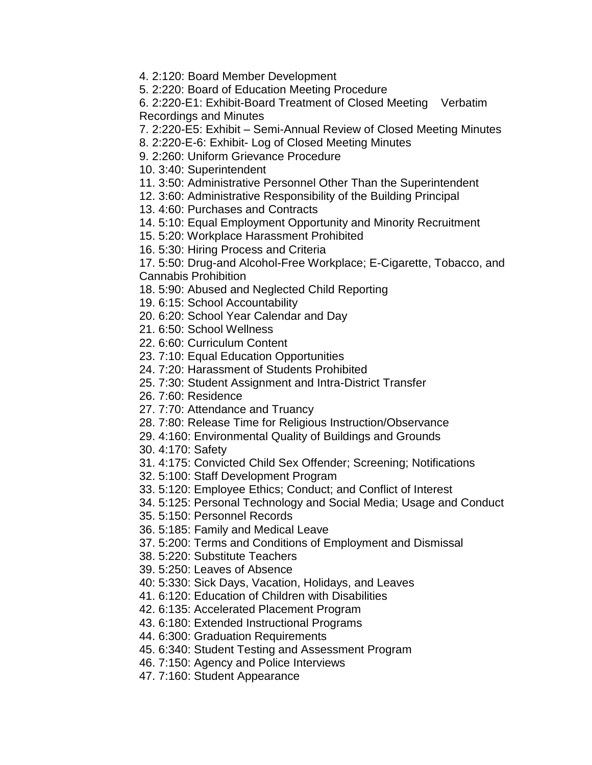4. 2:120: Board Member Development
5. 2:220: Board of Education Meeting Procedure
6. 2:220-E1: Exhibit-Board Treatment of Closed Meeting Verbatim Recordings and Minutes
7. 2:220-E5: Exhibit – Semi-Annual Review of Closed Meeting Minutes
8. 2:220-E-6: Exhibit- Log of Closed Meeting Minutes
9. 2:260: Uniform Grievance Procedure
10. 3:40: Superintendent
11. 3:50: Administrative Personnel Other Than the Superintendent
12. 3:60: Administrative Responsibility of the Building Principal
13. 4:60: Purchases and Contracts
14. 5:10: Equal Employment Opportunity and Minority Recruitment
15. 5:20: Workplace Harassment Prohibited
16. 5:30: Hiring Process and Criteria
17. 5:50: Drug-and Alcohol-Free Workplace; E-Cigarette, Tobacco, and Cannabis Prohibition
18. 5:90: Abused and Neglected Child Reporting
19. 6:15: School Accountability
20. 6:20: School Year Calendar and Day
21. 6:50: School Wellness
22. 6:60: Curriculum Content
23. 7:10: Equal Education Opportunities
24. 7:20: Harassment of Students Prohibited
25. 7:30: Student Assignment and Intra-District Transfer
26. 7:60: Residence
27. 7:70: Attendance and Truancy
28. 7:80: Release Time for Religious Instruction/Observance
29. 4:160: Environmental Quality of Buildings and Grounds
30. 4:170: Safety
31. 4:175: Convicted Child Sex Offender; Screening; Notifications
32. 5:100: Staff Development Program
33. 5:120: Employee Ethics; Conduct; and Conflict of Interest
34. 5:125: Personal Technology and Social Media; Usage and Conduct
35. 5:150: Personnel Records
36. 5:185: Family and Medical Leave
37. 5:200: Terms and Conditions of Employment and Dismissal
38. 5:220: Substitute Teachers
39. 5:250: Leaves of Absence
40: 5:330: Sick Days, Vacation, Holidays, and Leaves
41. 6:120: Education of Children with Disabilities
42. 6:135: Accelerated Placement Program
43. 6:180: Extended Instructional Programs
44. 6:300: Graduation Requirements
45. 6:340: Student Testing and Assessment Program
46. 7:150: Agency and Police Interviews
47. 7:160: Student Appearance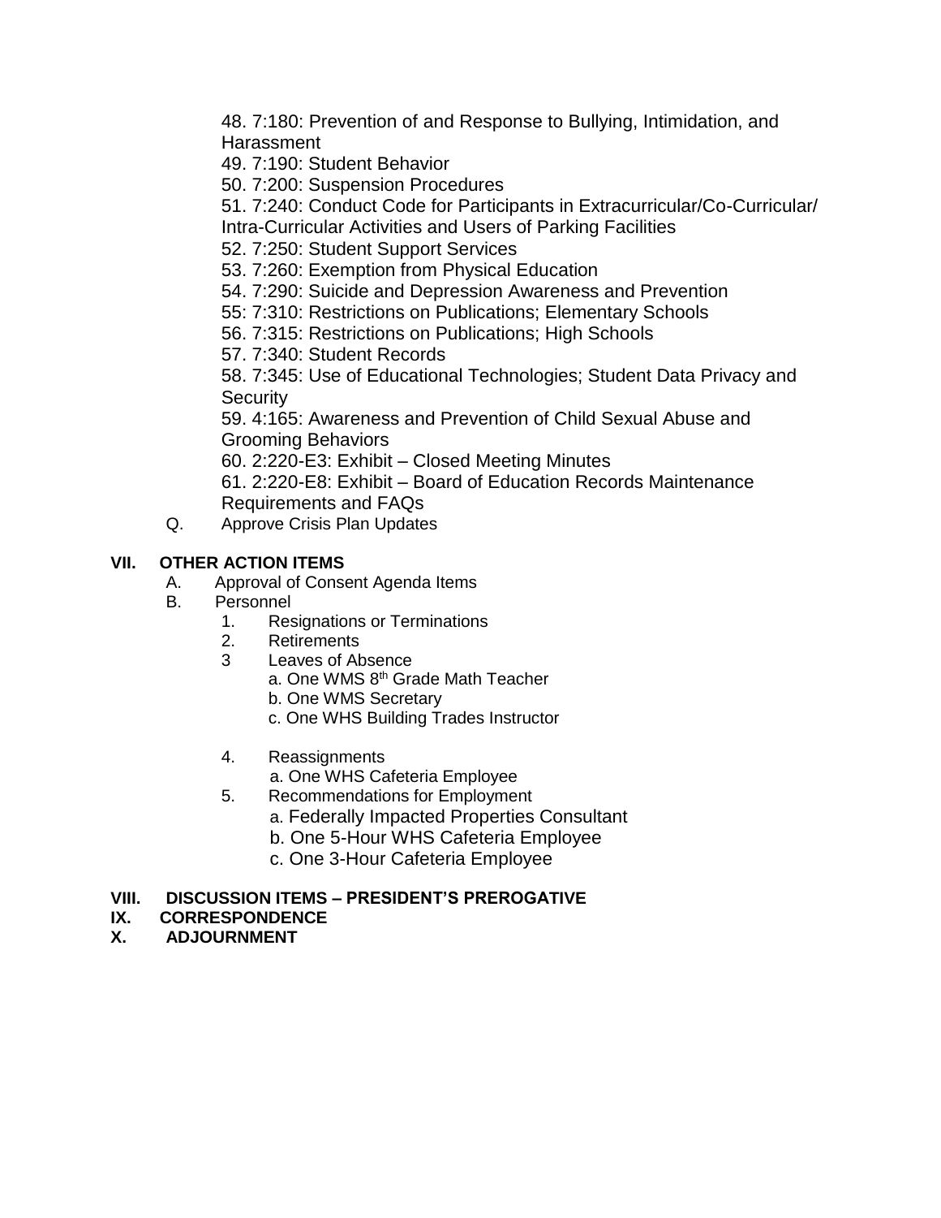48. 7:180: Prevention of and Response to Bullying, Intimidation, and Harassment
49. 7:190: Student Behavior
50. 7:200: Suspension Procedures
51. 7:240: Conduct Code for Participants in Extracurricular/Co-Curricular/ Intra-Curricular Activities and Users of Parking Facilities
52. 7:250: Student Support Services
53. 7:260: Exemption from Physical Education
54. 7:290: Suicide and Depression Awareness and Prevention
55: 7:310: Restrictions on Publications; Elementary Schools
56. 7:315: Restrictions on Publications; High Schools
57. 7:340: Student Records
58. 7:345: Use of Educational Technologies; Student Data Privacy and Security
59. 4:165: Awareness and Prevention of Child Sexual Abuse and Grooming Behaviors
60. 2:220-E3: Exhibit – Closed Meeting Minutes
61. 2:220-E8: Exhibit – Board of Education Records Maintenance Requirements and FAQs

Q. Approve Crisis Plan Updates

**VII. OTHER ACTION ITEMS**

A. Approval of Consent Agenda Items

B. Personnel

1. Resignations or Terminations
2. Retirements
3 Leaves of Absence
   a. One WMS 8th Grade Math Teacher
   b. One WMS Secretary
   c. One WHS Building Trades Instructor
4. Reassignments
   a. One WHS Cafeteria Employee
5. Recommendations for Employment
   a. Federally Impacted Properties Consultant
   b. One 5-Hour WHS Cafeteria Employee
   c. One 3-Hour Cafeteria Employee

**VIII. DISCUSSION ITEMS – PRESIDENT'S PREROGATIVE**

**IX. CORRESPONDENCE**

**X. ADJOURNMENT**